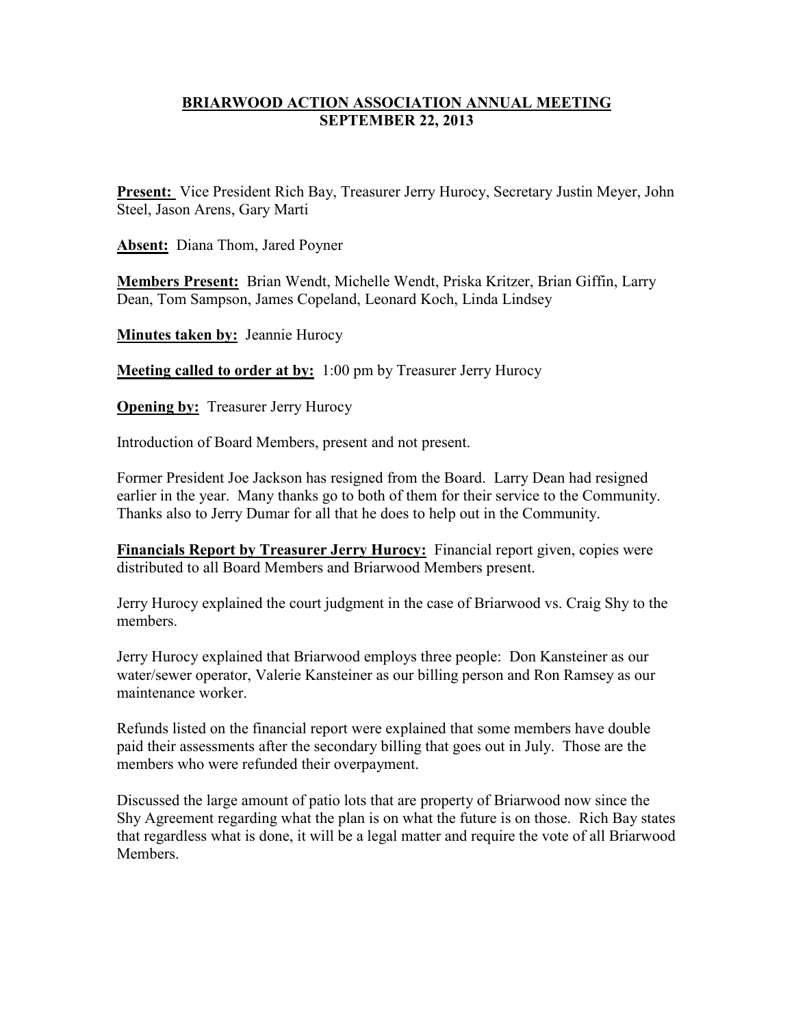# BRIARWOOD ACTION ASSOCIATION ANNUAL MEETING
## SEPTEMBER 22, 2013

**Present:** Vice President Rich Bay, Treasurer Jerry Hurocy, Secretary Justin Meyer, John Steel, Jason Arens, Gary Marti

**Absent:** Diana Thom, Jared Poyner

**Members Present:** Brian Wendt, Michelle Wendt, Priska Kritzer, Brian Giffin, Larry Dean, Tom Sampson, James Copeland, Leonard Koch, Linda Lindsey

**Minutes taken by:** Jeannie Hurocy

**Meeting called to order at by:** 1:00 pm by Treasurer Jerry Hurocy

**Opening by:** Treasurer Jerry Hurocy

Introduction of Board Members, present and not present.

Former President Joe Jackson has resigned from the Board. Larry Dean had resigned earlier in the year. Many thanks go to both of them for their service to the Community. Thanks also to Jerry Dumar for all that he does to help out in the Community.

**Financials Report by Treasurer Jerry Hurocy:** Financial report given, copies were distributed to all Board Members and Briarwood Members present.

Jerry Hurocy explained the court judgment in the case of Briarwood vs. Craig Shy to the members.

Jerry Hurocy explained that Briarwood employs three people: Don Kansteiner as our water/sewer operator, Valerie Kansteiner as our billing person and Ron Ramsey as our maintenance worker.

Refunds listed on the financial report were explained that some members have double paid their assessments after the secondary billing that goes out in July. Those are the members who were refunded their overpayment.

Discussed the large amount of patio lots that are property of Briarwood now since the Shy Agreement regarding what the plan is on what the future is on those. Rich Bay states that regardless what is done, it will be a legal matter and require the vote of all Briarwood Members.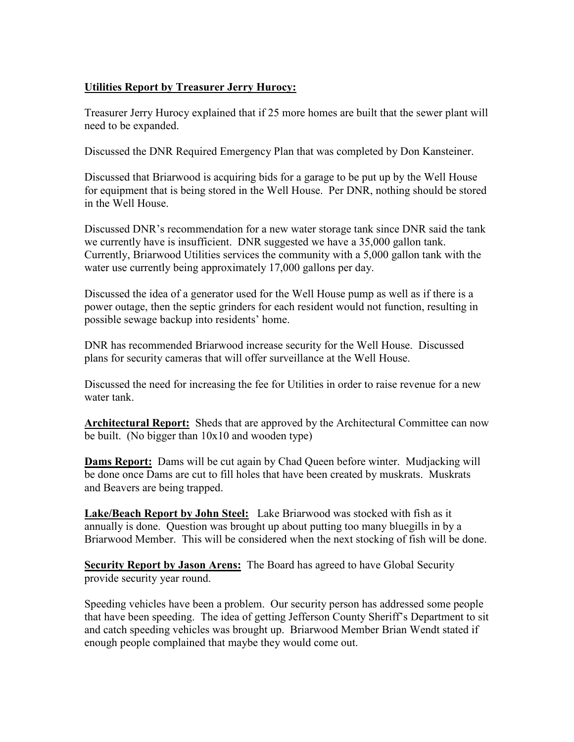**Utilities Report by Treasurer Jerry Hurocy:**

Treasurer Jerry Hurocy explained that if 25 more homes are built that the sewer plant will need to be expanded.

Discussed the DNR Required Emergency Plan that was completed by Don Kansteiner.

Discussed that Briarwood is acquiring bids for a garage to be put up by the Well House for equipment that is being stored in the Well House. Per DNR, nothing should be stored in the Well House.

Discussed DNR's recommendation for a new water storage tank since DNR said the tank we currently have is insufficient. DNR suggested we have a 35,000 gallon tank. Currently, Briarwood Utilities services the community with a 5,000 gallon tank with the water use currently being approximately 17,000 gallons per day.

Discussed the idea of a generator used for the Well House pump as well as if there is a power outage, then the septic grinders for each resident would not function, resulting in possible sewage backup into residents' home.

DNR has recommended Briarwood increase security for the Well House. Discussed plans for security cameras that will offer surveillance at the Well House.

Discussed the need for increasing the fee for Utilities in order to raise revenue for a new water tank.

**Architectural Report:** Sheds that are approved by the Architectural Committee can now be built. (No bigger than 10x10 and wooden type)

**Dams Report:** Dams will be cut again by Chad Queen before winter. Mudjacking will be done once Dams are cut to fill holes that have been created by muskrats. Muskrats and Beavers are being trapped.

**Lake/Beach Report by John Steel:** Lake Briarwood was stocked with fish as it annually is done. Question was brought up about putting too many bluegills in by a Briarwood Member. This will be considered when the next stocking of fish will be done.

**Security Report by Jason Arens:** The Board has agreed to have Global Security provide security year round.

Speeding vehicles have been a problem. Our security person has addressed some people that have been speeding. The idea of getting Jefferson County Sheriff's Department to sit and catch speeding vehicles was brought up. Briarwood Member Brian Wendt stated if enough people complained that maybe they would come out.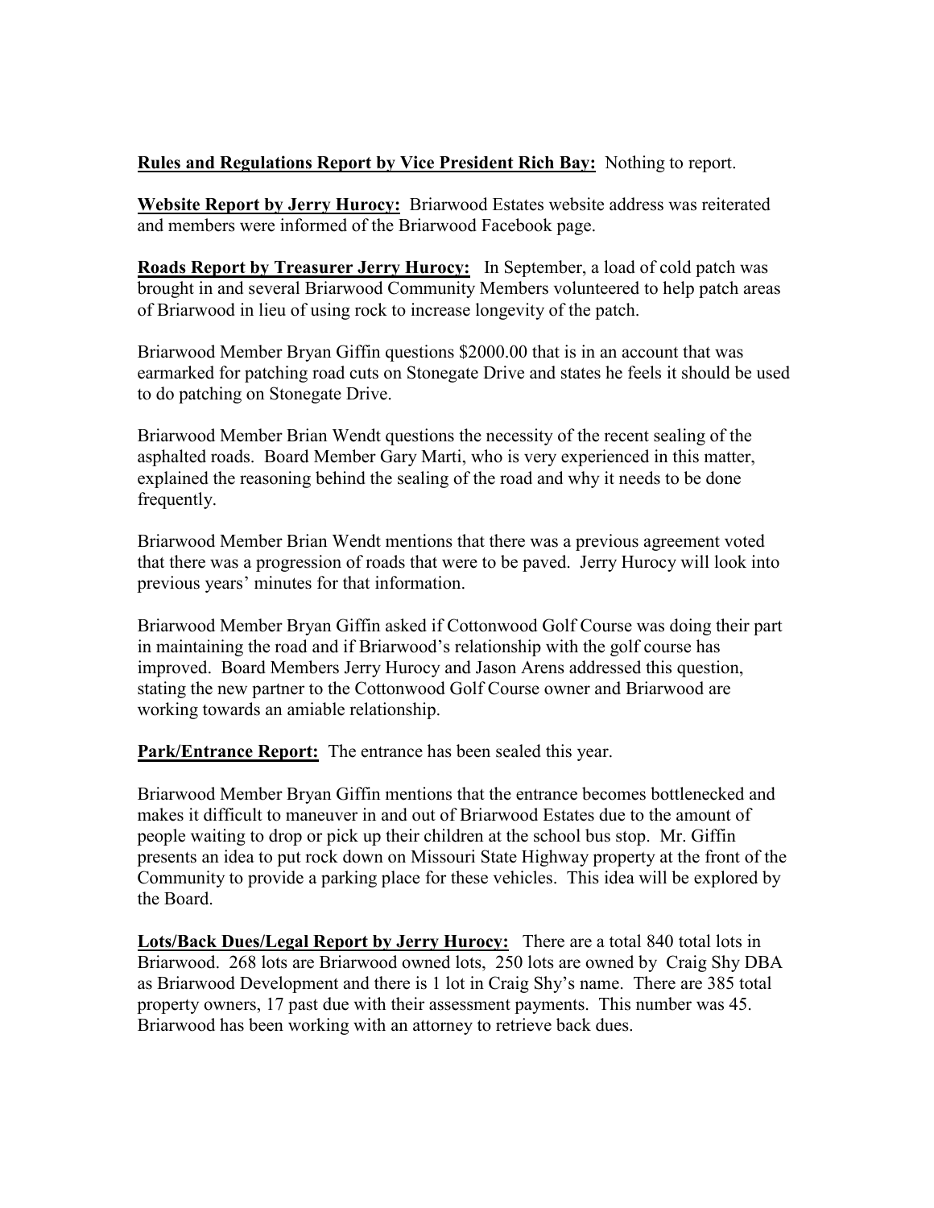**Rules and Regulations Report by Vice President Rich Bay:** Nothing to report.

**Website Report by Jerry Hurocy:** Briarwood Estates website address was reiterated and members were informed of the Briarwood Facebook page.

**Roads Report by Treasurer Jerry Hurocy:** In September, a load of cold patch was brought in and several Briarwood Community Members volunteered to help patch areas of Briarwood in lieu of using rock to increase longevity of the patch.

Briarwood Member Bryan Giffin questions $2000.00 that is in an account that was earmarked for patching road cuts on Stonegate Drive and states he feels it should be used to do patching on Stonegate Drive.

Briarwood Member Brian Wendt questions the necessity of the recent sealing of the asphalted roads. Board Member Gary Marti, who is very experienced in this matter, explained the reasoning behind the sealing of the road and why it needs to be done frequently.

Briarwood Member Brian Wendt mentions that there was a previous agreement voted that there was a progression of roads that were to be paved. Jerry Hurocy will look into previous years' minutes for that information.

Briarwood Member Bryan Giffin asked if Cottonwood Golf Course was doing their part in maintaining the road and if Briarwood's relationship with the golf course has improved. Board Members Jerry Hurocy and Jason Arens addressed this question, stating the new partner to the Cottonwood Golf Course owner and Briarwood are working towards an amiable relationship.

**Park/Entrance Report:** The entrance has been sealed this year.

Briarwood Member Bryan Giffin mentions that the entrance becomes bottlenecked and makes it difficult to maneuver in and out of Briarwood Estates due to the amount of people waiting to drop or pick up their children at the school bus stop. Mr. Giffin presents an idea to put rock down on Missouri State Highway property at the front of the Community to provide a parking place for these vehicles. This idea will be explored by the Board.

**Lots/Back Dues/Legal Report by Jerry Hurocy:** There are a total 840 total lots in Briarwood. 268 lots are Briarwood owned lots, 250 lots are owned by Craig Shy DBA as Briarwood Development and there is 1 lot in Craig Shy's name. There are 385 total property owners, 17 past due with their assessment payments. This number was 45. Briarwood has been working with an attorney to retrieve back dues.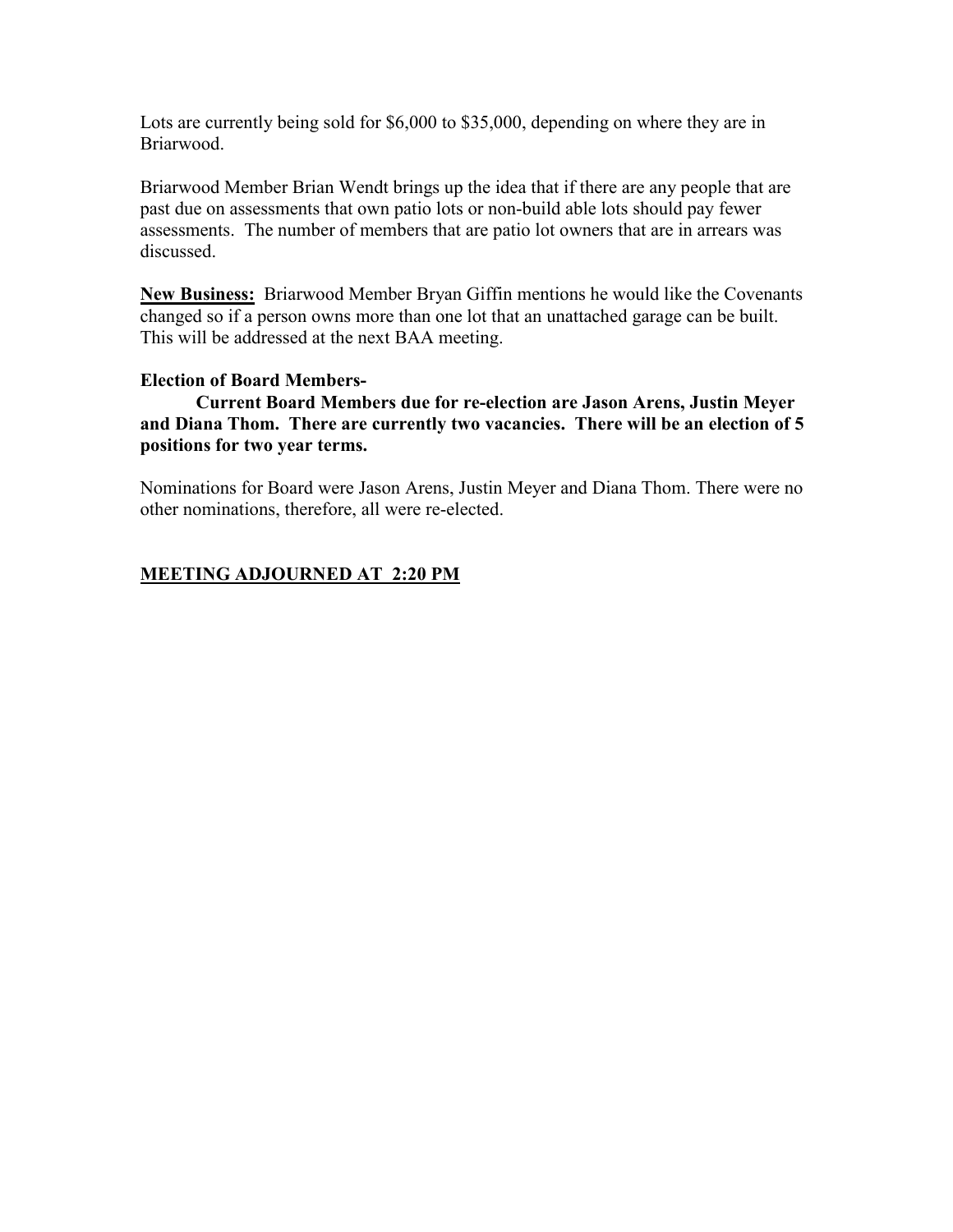Lots are currently being sold for $6,000 to $35,000, depending on where they are in Briarwood.

Briarwood Member Brian Wendt brings up the idea that if there are any people that are past due on assessments that own patio lots or non-build able lots should pay fewer assessments. The number of members that are patio lot owners that are in arrears was discussed.

**New Business:** Briarwood Member Bryan Giffin mentions he would like the Covenants changed so if a person owns more than one lot that an unattached garage can be built. This will be addressed at the next BAA meeting.

**Election of Board Members-**

**Current Board Members due for re-election are Jason Arens, Justin Meyer and Diana Thom. There are currently two vacancies. There will be an election of 5 positions for two year terms.**

Nominations for Board were Jason Arens, Justin Meyer and Diana Thom. There were no other nominations, therefore, all were re-elected.

**MEETING ADJOURNED AT 2:20 PM**